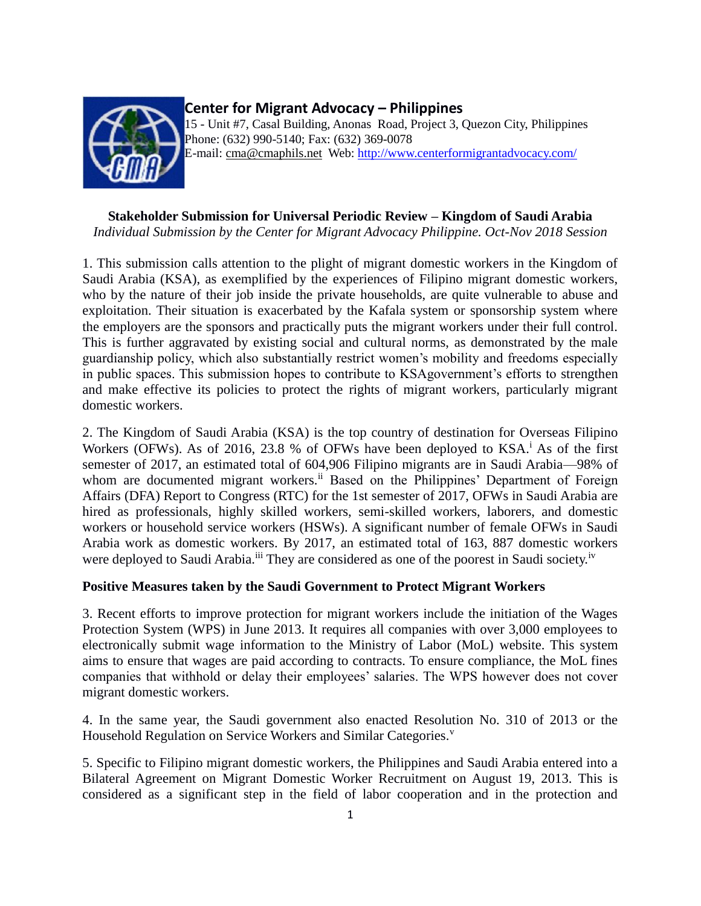## Center for Migrant Advocacy – Philippines

15 - Unit #7, Casal Building, Anonas Road, Project 3, Quezon City, Philippines
Phone: (632) 990-5140; Fax: (632) 369-0078
E-mail: cma@cmaphils.net Web: http://www.centerformigrantadvocacy.com/

**Stakeholder Submission for Universal Periodic Review – Kingdom of Saudi Arabia**

*Individual Submission by the Center for Migrant Advocacy Philippine. Oct-Nov 2018 Session*

1. This submission calls attention to the plight of migrant domestic workers in the Kingdom of Saudi Arabia (KSA), as exemplified by the experiences of Filipino migrant domestic workers, who by the nature of their job inside the private households, are quite vulnerable to abuse and exploitation. Their situation is exacerbated by the Kafala system or sponsorship system where the employers are the sponsors and practically puts the migrant workers under their full control. This is further aggravated by existing social and cultural norms, as demonstrated by the male guardianship policy, which also substantially restrict women's mobility and freedoms especially in public spaces. This submission hopes to contribute to KSAgovernment's efforts to strengthen and make effective its policies to protect the rights of migrant workers, particularly migrant domestic workers.

2. The Kingdom of Saudi Arabia (KSA) is the top country of destination for Overseas Filipino Workers (OFWs). As of 2016, 23.8 % of OFWs have been deployed to KSA.[i] As of the first semester of 2017, an estimated total of 604,906 Filipino migrants are in Saudi Arabia—98% of whom are documented migrant workers.[ii] Based on the Philippines' Department of Foreign Affairs (DFA) Report to Congress (RTC) for the 1st semester of 2017, OFWs in Saudi Arabia are hired as professionals, highly skilled workers, semi-skilled workers, laborers, and domestic workers or household service workers (HSWs). A significant number of female OFWs in Saudi Arabia work as domestic workers. By 2017, an estimated total of 163, 887 domestic workers were deployed to Saudi Arabia.[iii] They are considered as one of the poorest in Saudi society.[iv]

### Positive Measures taken by the Saudi Government to Protect Migrant Workers

3. Recent efforts to improve protection for migrant workers include the initiation of the Wages Protection System (WPS) in June 2013. It requires all companies with over 3,000 employees to electronically submit wage information to the Ministry of Labor (MoL) website. This system aims to ensure that wages are paid according to contracts. To ensure compliance, the MoL fines companies that withhold or delay their employees' salaries. The WPS however does not cover migrant domestic workers.

4. In the same year, the Saudi government also enacted Resolution No. 310 of 2013 or the Household Regulation on Service Workers and Similar Categories.[v]

5. Specific to Filipino migrant domestic workers, the Philippines and Saudi Arabia entered into a Bilateral Agreement on Migrant Domestic Worker Recruitment on August 19, 2013. This is considered as a significant step in the field of labor cooperation and in the protection and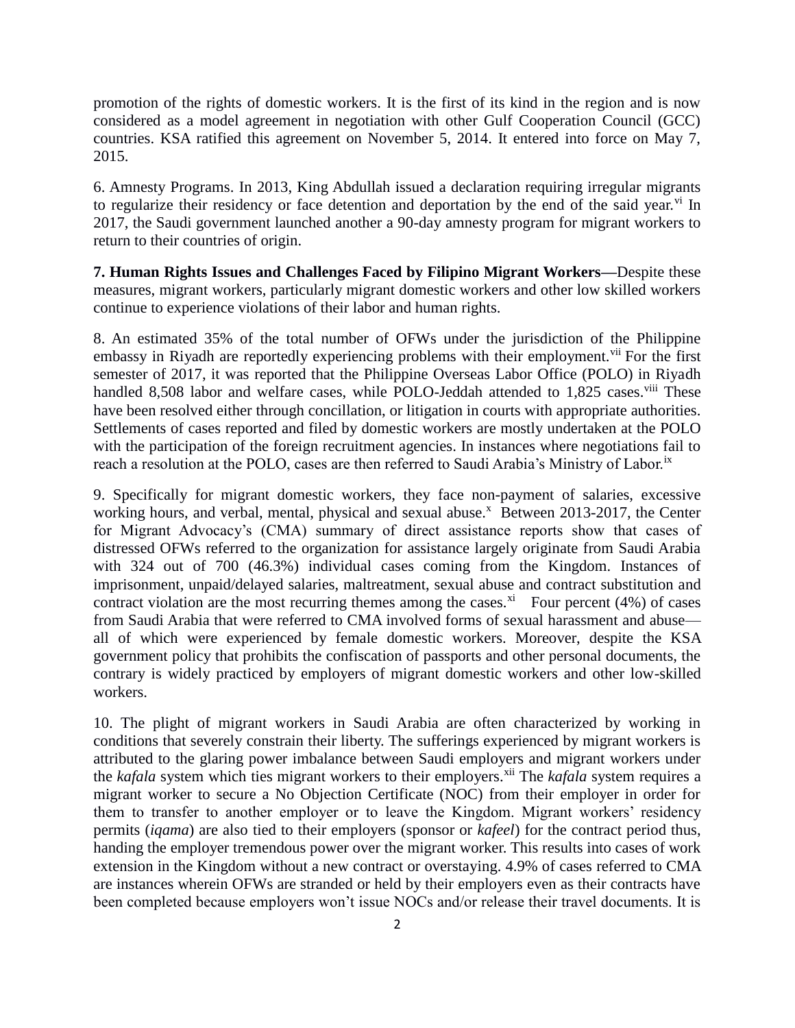promotion of the rights of domestic workers. It is the first of its kind in the region and is now considered as a model agreement in negotiation with other Gulf Cooperation Council (GCC) countries. KSA ratified this agreement on November 5, 2014. It entered into force on May 7, 2015.

6. Amnesty Programs. In 2013, King Abdullah issued a declaration requiring irregular migrants to regularize their residency or face detention and deportation by the end of the said year.[vi] In 2017, the Saudi government launched another a 90-day amnesty program for migrant workers to return to their countries of origin.

**7. Human Rights Issues and Challenges Faced by Filipino Migrant Workers—**Despite these measures, migrant workers, particularly migrant domestic workers and other low skilled workers continue to experience violations of their labor and human rights.

8. An estimated 35% of the total number of OFWs under the jurisdiction of the Philippine embassy in Riyadh are reportedly experiencing problems with their employment.[vii] For the first semester of 2017, it was reported that the Philippine Overseas Labor Office (POLO) in Riyadh handled 8,508 labor and welfare cases, while POLO-Jeddah attended to 1,825 cases.[viii] These have been resolved either through concillation, or litigation in courts with appropriate authorities. Settlements of cases reported and filed by domestic workers are mostly undertaken at the POLO with the participation of the foreign recruitment agencies. In instances where negotiations fail to reach a resolution at the POLO, cases are then referred to Saudi Arabia's Ministry of Labor.[ix]

9. Specifically for migrant domestic workers, they face non-payment of salaries, excessive working hours, and verbal, mental, physical and sexual abuse.[x] Between 2013-2017, the Center for Migrant Advocacy's (CMA) summary of direct assistance reports show that cases of distressed OFWs referred to the organization for assistance largely originate from Saudi Arabia with 324 out of 700 (46.3%) individual cases coming from the Kingdom. Instances of imprisonment, unpaid/delayed salaries, maltreatment, sexual abuse and contract substitution and contract violation are the most recurring themes among the cases.[xi] Four percent (4%) of cases from Saudi Arabia that were referred to CMA involved forms of sexual harassment and abuse—all of which were experienced by female domestic workers. Moreover, despite the KSA government policy that prohibits the confiscation of passports and other personal documents, the contrary is widely practiced by employers of migrant domestic workers and other low-skilled workers.

10. The plight of migrant workers in Saudi Arabia are often characterized by working in conditions that severely constrain their liberty. The sufferings experienced by migrant workers is attributed to the glaring power imbalance between Saudi employers and migrant workers under the *kafala* system which ties migrant workers to their employers.[xii] The *kafala* system requires a migrant worker to secure a No Objection Certificate (NOC) from their employer in order for them to transfer to another employer or to leave the Kingdom. Migrant workers' residency permits (*iqama*) are also tied to their employers (sponsor or *kafeel*) for the contract period thus, handing the employer tremendous power over the migrant worker. This results into cases of work extension in the Kingdom without a new contract or overstaying. 4.9% of cases referred to CMA are instances wherein OFWs are stranded or held by their employers even as their contracts have been completed because employers won't issue NOCs and/or release their travel documents. It is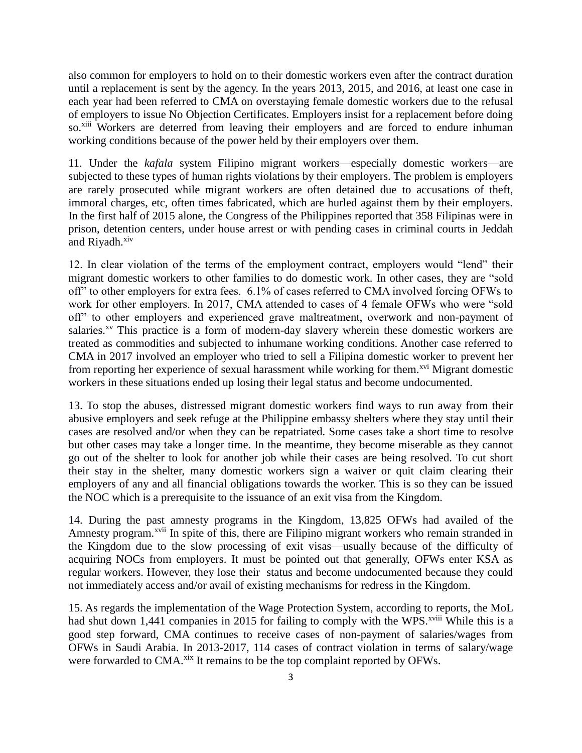also common for employers to hold on to their domestic workers even after the contract duration until a replacement is sent by the agency. In the years 2013, 2015, and 2016, at least one case in each year had been referred to CMA on overstaying female domestic workers due to the refusal of employers to issue No Objection Certificates. Employers insist for a replacement before doing so.[xiii] Workers are deterred from leaving their employers and are forced to endure inhuman working conditions because of the power held by their employers over them.

11. Under the *kafala* system Filipino migrant workers—especially domestic workers—are subjected to these types of human rights violations by their employers. The problem is employers are rarely prosecuted while migrant workers are often detained due to accusations of theft, immoral charges, etc, often times fabricated, which are hurled against them by their employers. In the first half of 2015 alone, the Congress of the Philippines reported that 358 Filipinas were in prison, detention centers, under house arrest or with pending cases in criminal courts in Jeddah and Riyadh.[xiv]

12. In clear violation of the terms of the employment contract, employers would "lend" their migrant domestic workers to other families to do domestic work. In other cases, they are "sold off" to other employers for extra fees. 6.1% of cases referred to CMA involved forcing OFWs to work for other employers. In 2017, CMA attended to cases of 4 female OFWs who were "sold off" to other employers and experienced grave maltreatment, overwork and non-payment of salaries.[xv] This practice is a form of modern-day slavery wherein these domestic workers are treated as commodities and subjected to inhumane working conditions. Another case referred to CMA in 2017 involved an employer who tried to sell a Filipina domestic worker to prevent her from reporting her experience of sexual harassment while working for them.[xvi] Migrant domestic workers in these situations ended up losing their legal status and become undocumented.

13. To stop the abuses, distressed migrant domestic workers find ways to run away from their abusive employers and seek refuge at the Philippine embassy shelters where they stay until their cases are resolved and/or when they can be repatriated. Some cases take a short time to resolve but other cases may take a longer time. In the meantime, they become miserable as they cannot go out of the shelter to look for another job while their cases are being resolved. To cut short their stay in the shelter, many domestic workers sign a waiver or quit claim clearing their employers of any and all financial obligations towards the worker. This is so they can be issued the NOC which is a prerequisite to the issuance of an exit visa from the Kingdom.

14. During the past amnesty programs in the Kingdom, 13,825 OFWs had availed of the Amnesty program.[xvii] In spite of this, there are Filipino migrant workers who remain stranded in the Kingdom due to the slow processing of exit visas—usually because of the difficulty of acquiring NOCs from employers. It must be pointed out that generally, OFWs enter KSA as regular workers. However, they lose their status and become undocumented because they could not immediately access and/or avail of existing mechanisms for redress in the Kingdom.

15. As regards the implementation of the Wage Protection System, according to reports, the MoL had shut down 1,441 companies in 2015 for failing to comply with the WPS.[xviii] While this is a good step forward, CMA continues to receive cases of non-payment of salaries/wages from OFWs in Saudi Arabia. In 2013-2017, 114 cases of contract violation in terms of salary/wage were forwarded to CMA.[xix] It remains to be the top complaint reported by OFWs.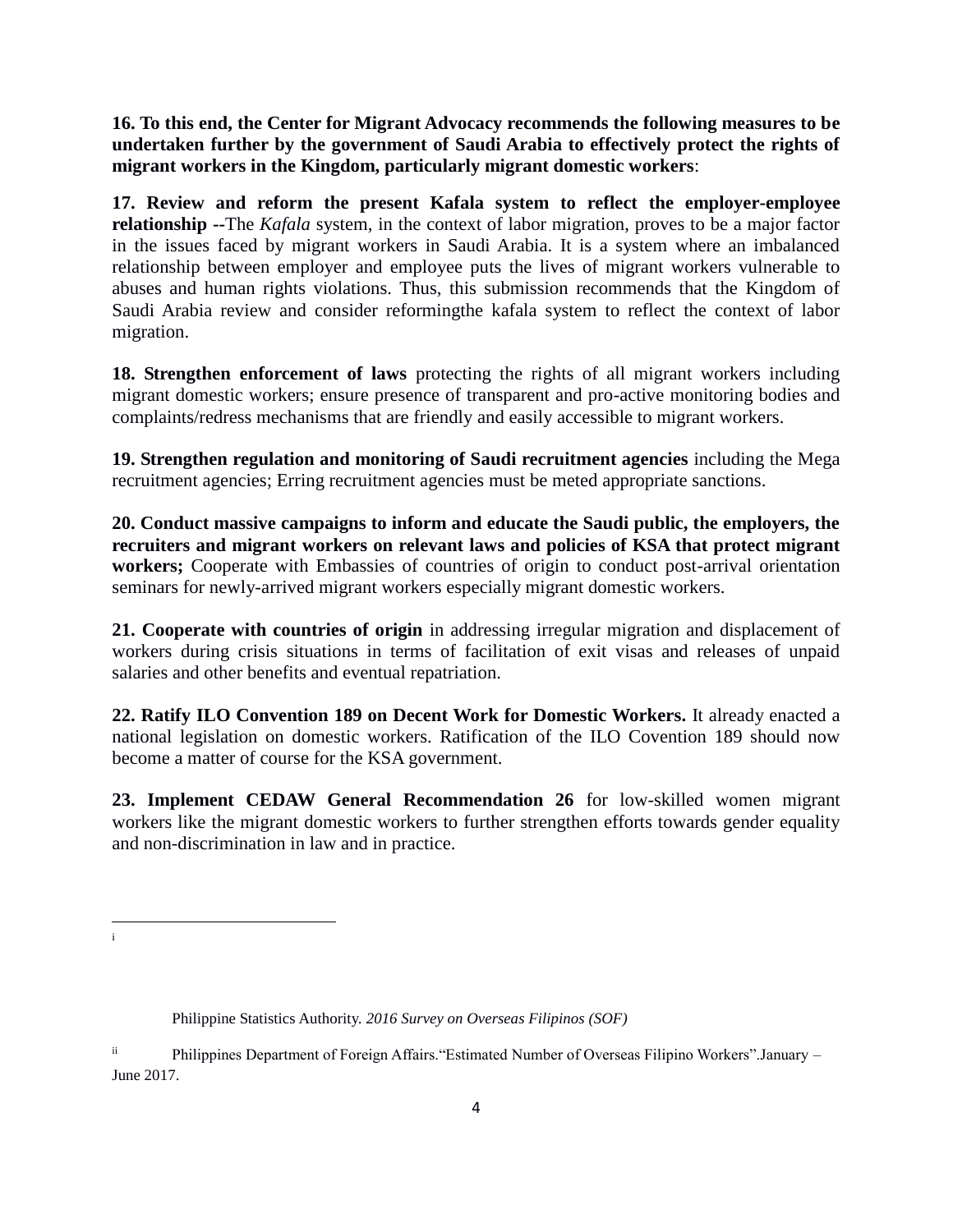**16. To this end, the Center for Migrant Advocacy recommends the following measures to be undertaken further by the government of Saudi Arabia to effectively protect the rights of migrant workers in the Kingdom, particularly migrant domestic workers**:

**17. Review and reform the present Kafala system to reflect the employer-employee relationship --**The *Kafala* system, in the context of labor migration, proves to be a major factor in the issues faced by migrant workers in Saudi Arabia. It is a system where an imbalanced relationship between employer and employee puts the lives of migrant workers vulnerable to abuses and human rights violations. Thus, this submission recommends that the Kingdom of Saudi Arabia review and consider reformingthe kafala system to reflect the context of labor migration.

**18. Strengthen enforcement of laws** protecting the rights of all migrant workers including migrant domestic workers; ensure presence of transparent and pro-active monitoring bodies and complaints/redress mechanisms that are friendly and easily accessible to migrant workers.

**19. Strengthen regulation and monitoring of Saudi recruitment agencies** including the Mega recruitment agencies; Erring recruitment agencies must be meted appropriate sanctions.

**20. Conduct massive campaigns to inform and educate the Saudi public, the employers, the recruiters and migrant workers on relevant laws and policies of KSA that protect migrant workers;** Cooperate with Embassies of countries of origin to conduct post-arrival orientation seminars for newly-arrived migrant workers especially migrant domestic workers.

**21. Cooperate with countries of origin** in addressing irregular migration and displacement of workers during crisis situations in terms of facilitation of exit visas and releases of unpaid salaries and other benefits and eventual repatriation.

**22. Ratify ILO Convention 189 on Decent Work for Domestic Workers.** It already enacted a national legislation on domestic workers. Ratification of the ILO Covention 189 should now become a matter of course for the KSA government.

**23. Implement CEDAW General Recommendation 26** for low-skilled women migrant workers like the migrant domestic workers to further strengthen efforts towards gender equality and non-discrimination in law and in practice.

---

[i] Philippine Statistics Authority. *2016 Survey on Overseas Filipinos (SOF)*

[ii] Philippines Department of Foreign Affairs.“Estimated Number of Overseas Filipino Workers”.January – June 2017.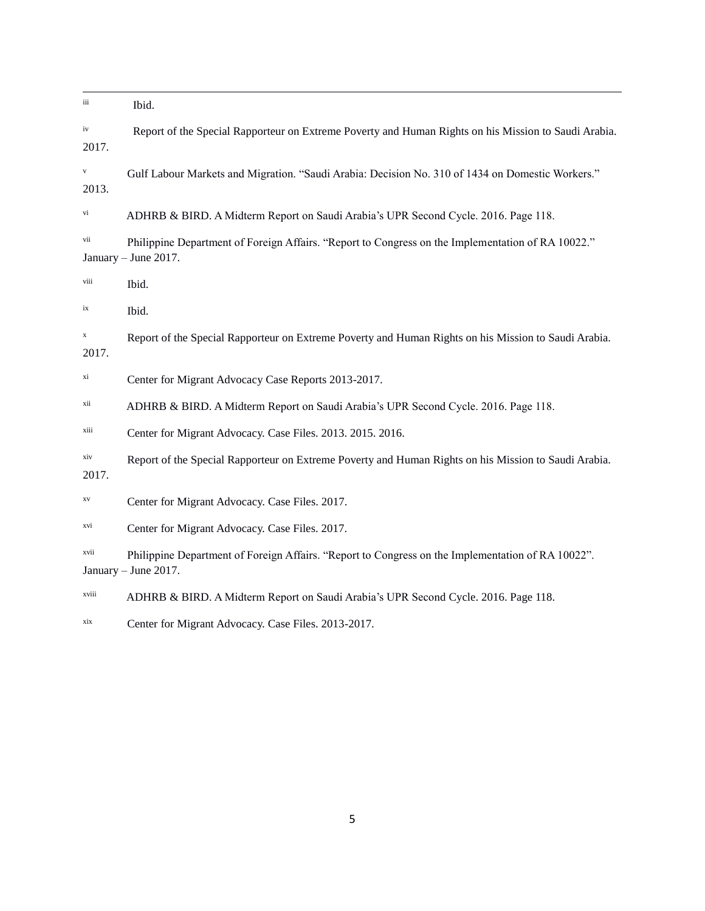[iii] Ibid.

[iv] Report of the Special Rapporteur on Extreme Poverty and Human Rights on his Mission to Saudi Arabia. 2017.

[v] Gulf Labour Markets and Migration. "Saudi Arabia: Decision No. 310 of 1434 on Domestic Workers." 2013.

[vi] ADHRB & BIRD. A Midterm Report on Saudi Arabia's UPR Second Cycle. 2016. Page 118.

[vii] Philippine Department of Foreign Affairs. "Report to Congress on the Implementation of RA 10022." January – June 2017.

[viii] Ibid.

[ix] Ibid.

[x] Report of the Special Rapporteur on Extreme Poverty and Human Rights on his Mission to Saudi Arabia. 2017.

[xi] Center for Migrant Advocacy Case Reports 2013-2017.

[xii] ADHRB & BIRD. A Midterm Report on Saudi Arabia's UPR Second Cycle. 2016. Page 118.

[xiii] Center for Migrant Advocacy. Case Files. 2013. 2015. 2016.

[xiv] Report of the Special Rapporteur on Extreme Poverty and Human Rights on his Mission to Saudi Arabia. 2017.

[xv] Center for Migrant Advocacy. Case Files. 2017.

[xvi] Center for Migrant Advocacy. Case Files. 2017.

[xvii] Philippine Department of Foreign Affairs. "Report to Congress on the Implementation of RA 10022". January – June 2017.

[xviii] ADHRB & BIRD. A Midterm Report on Saudi Arabia's UPR Second Cycle. 2016. Page 118.

[xix] Center for Migrant Advocacy. Case Files. 2013-2017.